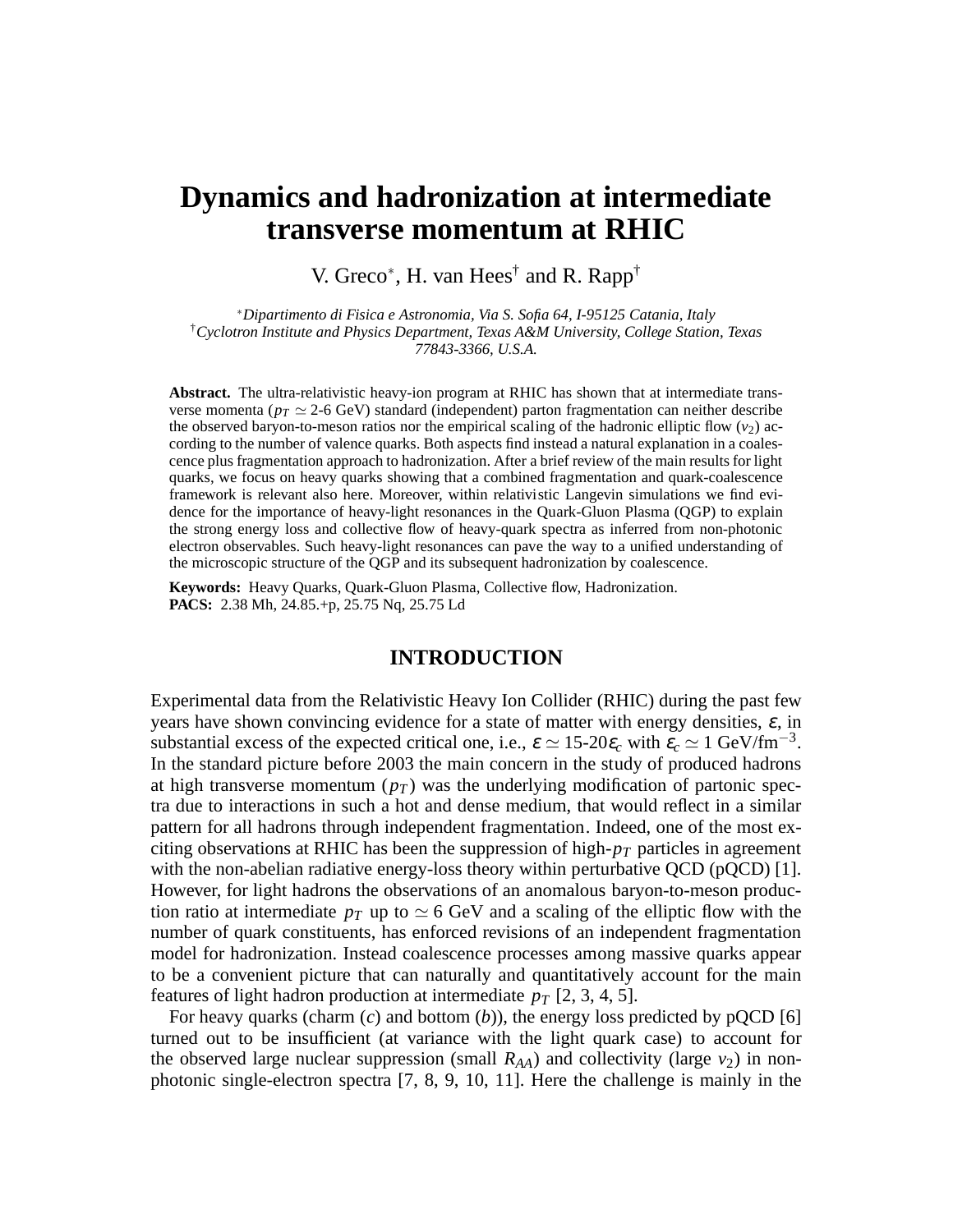# Dynamics and hadronization at intermediate transverse momentum at RHIC

V. Greco[*], H. van Hees[†] and R. Rapp[†]

[*]*Dipartimento di Fisica e Astronomia, Via S. Sofia 64, I-95125 Catania, Italy*
[†]*Cyclotron Institute and Physics Department, Texas A&M University, College Station, Texas 77843-3366, U.S.A.*

**Abstract.** The ultra-relativistic heavy-ion program at RHIC has shown that at intermediate transverse momenta ($p_T \simeq$ 2-6 GeV) standard (independent) parton fragmentation can neither describe the observed baryon-to-meson ratios nor the empirical scaling of the hadronic elliptic flow ($v_2$) according to the number of valence quarks. Both aspects find instead a natural explanation in a coalescence plus fragmentation approach to hadronization. After a brief review of the main results for light quarks, we focus on heavy quarks showing that a combined fragmentation and quark-coalescence framework is relevant also here. Moreover, within relativistic Langevin simulations we find evidence for the importance of heavy-light resonances in the Quark-Gluon Plasma (QGP) to explain the strong energy loss and collective flow of heavy-quark spectra as inferred from non-photonic electron observables. Such heavy-light resonances can pave the way to a unified understanding of the microscopic structure of the QGP and its subsequent hadronization by coalescence.

**Keywords:** Heavy Quarks, Quark-Gluon Plasma, Collective flow, Hadronization.
**PACS:** 2.38 Mh, 24.85.+p, 25.75 Nq, 25.75 Ld

## INTRODUCTION

Experimental data from the Relativistic Heavy Ion Collider (RHIC) during the past few years have shown convincing evidence for a state of matter with energy densities, $\varepsilon$, in substantial excess of the expected critical one, i.e., $\varepsilon \simeq$ 15-20$\varepsilon_c$ with $\varepsilon_c \simeq 1$ GeV/fm$^{-3}$. In the standard picture before 2003 the main concern in the study of produced hadrons at high transverse momentum ($p_T$) was the underlying modification of partonic spectra due to interactions in such a hot and dense medium, that would reflect in a similar pattern for all hadrons through independent fragmentation. Indeed, one of the most exciting observations at RHIC has been the suppression of high-$p_T$ particles in agreement with the non-abelian radiative energy-loss theory within perturbative QCD (pQCD) [1]. However, for light hadrons the observations of an anomalous baryon-to-meson production ratio at intermediate $p_T$ up to $\simeq 6$ GeV and a scaling of the elliptic flow with the number of quark constituents, has enforced revisions of an independent fragmentation model for hadronization. Instead coalescence processes among massive quarks appear to be a convenient picture that can naturally and quantitatively account for the main features of light hadron production at intermediate $p_T$ [2, 3, 4, 5].

For heavy quarks (charm ($c$) and bottom ($b$)), the energy loss predicted by pQCD [6] turned out to be insufficient (at variance with the light quark case) to account for the observed large nuclear suppression (small $R_{AA}$) and collectivity (large $v_2$) in non-photonic single-electron spectra [7, 8, 9, 10, 11]. Here the challenge is mainly in the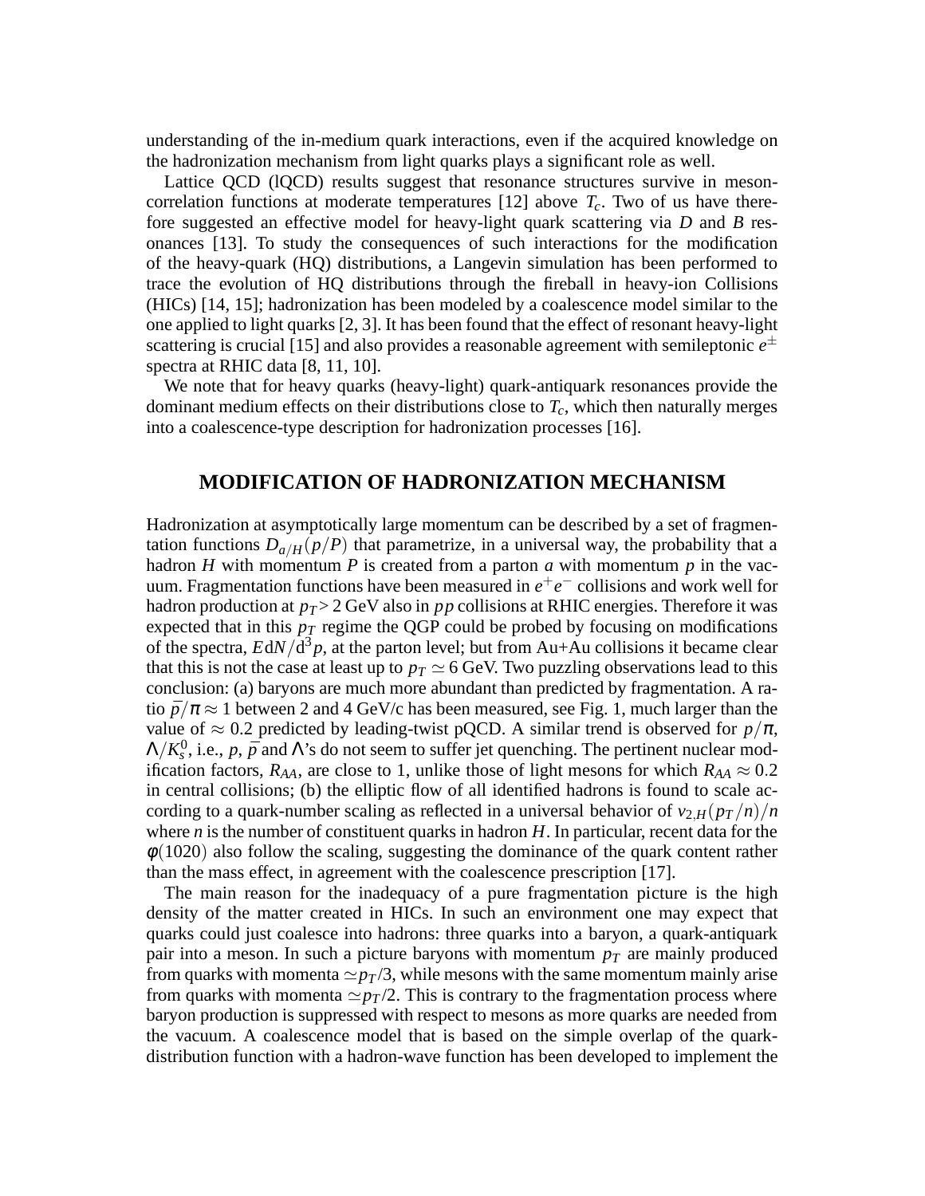understanding of the in-medium quark interactions, even if the acquired knowledge on the hadronization mechanism from light quarks plays a significant role as well.

Lattice QCD (lQCD) results suggest that resonance structures survive in meson-correlation functions at moderate temperatures [12] above $T_c$. Two of us have therefore suggested an effective model for heavy-light quark scattering via $D$ and $B$ resonances [13]. To study the consequences of such interactions for the modification of the heavy-quark (HQ) distributions, a Langevin simulation has been performed to trace the evolution of HQ distributions through the fireball in heavy-ion Collisions (HICs) [14, 15]; hadronization has been modeled by a coalescence model similar to the one applied to light quarks [2, 3]. It has been found that the effect of resonant heavy-light scattering is crucial [15] and also provides a reasonable agreement with semileptonic $e^{\pm}$ spectra at RHIC data [8, 11, 10].

We note that for heavy quarks (heavy-light) quark-antiquark resonances provide the dominant medium effects on their distributions close to $T_c$, which then naturally merges into a coalescence-type description for hadronization processes [16].

## MODIFICATION OF HADRONIZATION MECHANISM

Hadronization at asymptotically large momentum can be described by a set of fragmentation functions $D_{a/H}(p/P)$ that parametrize, in a universal way, the probability that a hadron $H$ with momentum $P$ is created from a parton $a$ with momentum $p$ in the vacuum. Fragmentation functions have been measured in $e^+e^-$ collisions and work well for hadron production at $p_T > 2$ GeV also in $pp$ collisions at RHIC energies. Therefore it was expected that in this $p_T$ regime the QGP could be probed by focusing on modifications of the spectra, $E\mathrm{d}N/\mathrm{d}^3p$, at the parton level; but from Au+Au collisions it became clear that this is not the case at least up to $p_T \simeq 6$ GeV. Two puzzling observations lead to this conclusion: (a) baryons are much more abundant than predicted by fragmentation. A ratio $\bar{p}/\pi \approx 1$ between 2 and 4 GeV/c has been measured, see Fig. 1, much larger than the value of $\approx 0.2$ predicted by leading-twist pQCD. A similar trend is observed for $p/\pi$, $\Lambda/K_s^0$, i.e., $p$, $\bar{p}$ and $\Lambda$'s do not seem to suffer jet quenching. The pertinent nuclear modification factors, $R_{AA}$, are close to 1, unlike those of light mesons for which $R_{AA} \approx 0.2$ in central collisions; (b) the elliptic flow of all identified hadrons is found to scale according to a quark-number scaling as reflected in a universal behavior of $v_{2,H}(p_T/n)/n$ where $n$ is the number of constituent quarks in hadron $H$. In particular, recent data for the $\phi(1020)$ also follow the scaling, suggesting the dominance of the quark content rather than the mass effect, in agreement with the coalescence prescription [17].

The main reason for the inadequacy of a pure fragmentation picture is the high density of the matter created in HICs. In such an environment one may expect that quarks could just coalesce into hadrons: three quarks into a baryon, a quark-antiquark pair into a meson. In such a picture baryons with momentum $p_T$ are mainly produced from quarks with momenta $\simeq p_T/3$, while mesons with the same momentum mainly arise from quarks with momenta $\simeq p_T/2$. This is contrary to the fragmentation process where baryon production is suppressed with respect to mesons as more quarks are needed from the vacuum. A coalescence model that is based on the simple overlap of the quark-distribution function with a hadron-wave function has been developed to implement the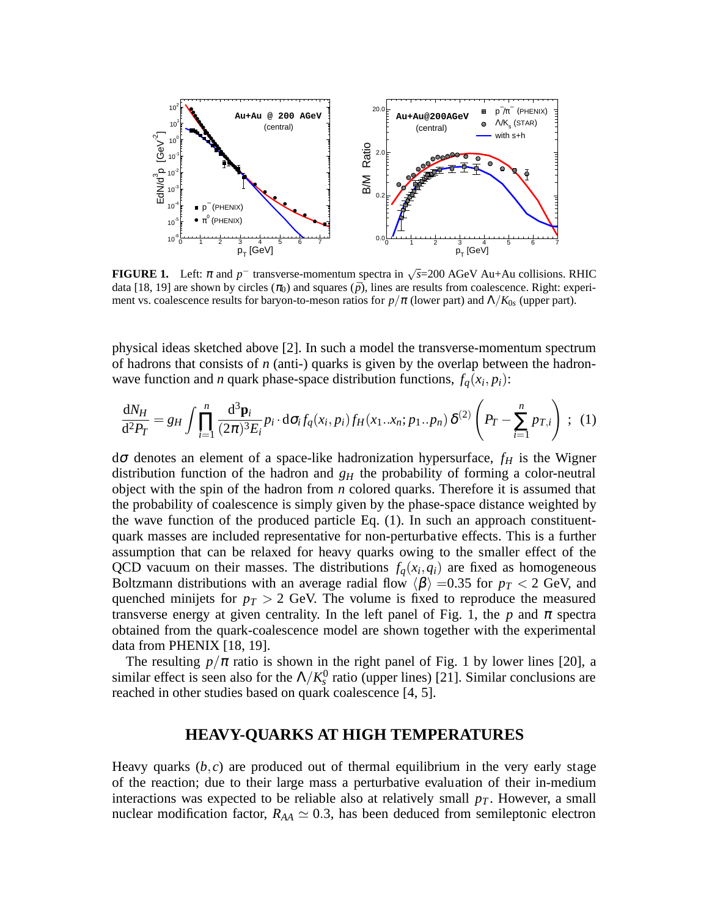**FIGURE 1.** Left: $\pi$ and $p^-$ transverse-momentum spectra in $\sqrt{s}$=200 AGeV Au+Au collisions. RHIC data [18, 19] are shown by circles ($\pi_0$) and squares ($\bar{p}$), lines are results from coalescence. Right: experiment vs. coalescence results for baryon-to-meson ratios for $p/\pi$ (lower part) and $\Lambda/K_{0s}$ (upper part).

physical ideas sketched above [2]. In such a model the transverse-momentum spectrum of hadrons that consists of $n$ (anti-) quarks is given by the overlap between the hadron-wave function and $n$ quark phase-space distribution functions, $f_q(x_i, p_i)$:

$$\frac{\mathrm{d}N_H}{\mathrm{d}^2P_T} = g_H \int \prod_{i=1}^{n} \frac{\mathrm{d}^3\mathbf{p}_i}{(2\pi)^3 E_i} p_i \cdot \mathrm{d}\sigma_i \, f_q(x_i, p_i) \, f_H(x_1..x_n; p_1..p_n) \, \delta^{(2)}\left(P_T - \sum_{i=1}^{n} p_{T,i}\right) \;\; ; \;\; (1)$$

$\mathrm{d}\sigma$ denotes an element of a space-like hadronization hypersurface, $f_H$ is the Wigner distribution function of the hadron and $g_H$ the probability of forming a color-neutral object with the spin of the hadron from $n$ colored quarks. Therefore it is assumed that the probability of coalescence is simply given by the phase-space distance weighted by the wave function of the produced particle Eq. (1). In such an approach constituent-quark masses are included representative for non-perturbative effects. This is a further assumption that can be relaxed for heavy quarks owing to the smaller effect of the QCD vacuum on their masses. The distributions $f_q(x_i, q_i)$ are fixed as homogeneous Boltzmann distributions with an average radial flow $\langle\beta\rangle$ =0.35 for $p_T < 2$ GeV, and quenched minijets for $p_T > 2$ GeV. The volume is fixed to reproduce the measured transverse energy at given centrality. In the left panel of Fig. 1, the $p$ and $\pi$ spectra obtained from the quark-coalescence model are shown together with the experimental data from PHENIX [18, 19].

The resulting $p/\pi$ ratio is shown in the right panel of Fig. 1 by lower lines [20], a similar effect is seen also for the $\Lambda/K_s^0$ ratio (upper lines) [21]. Similar conclusions are reached in other studies based on quark coalescence [4, 5].

## HEAVY-QUARKS AT HIGH TEMPERATURES

Heavy quarks $(b, c)$ are produced out of thermal equilibrium in the very early stage of the reaction; due to their large mass a perturbative evaluation of their in-medium interactions was expected to be reliable also at relatively small $p_T$. However, a small nuclear modification factor, $R_{AA} \simeq 0.3$, has been deduced from semileptonic electron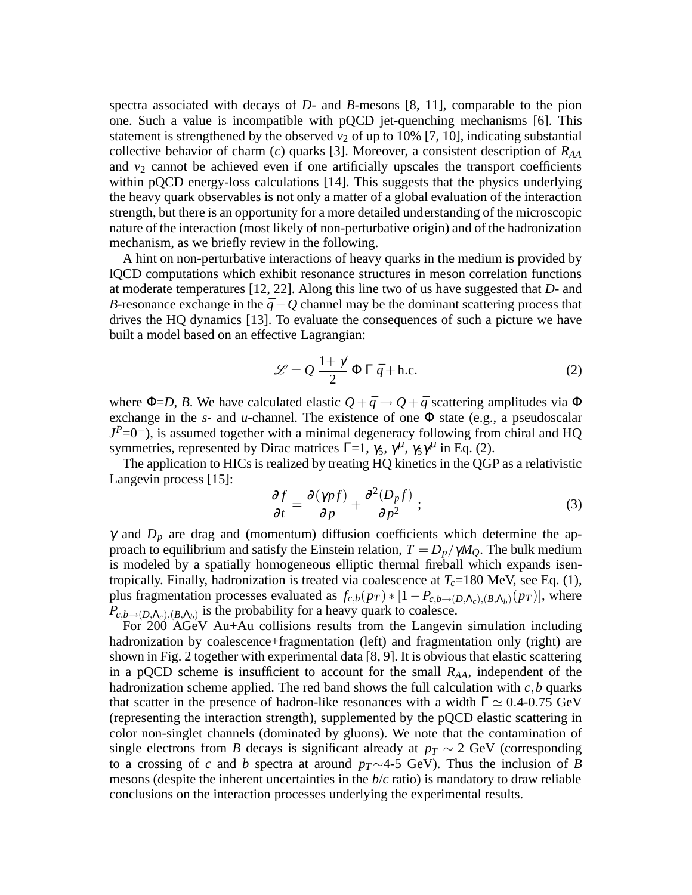spectra associated with decays of *D*- and *B*-mesons [8, 11], comparable to the pion one. Such a value is incompatible with pQCD jet-quenching mechanisms [6]. This statement is strengthened by the observed $v_2$ of up to 10% [7, 10], indicating substantial collective behavior of charm (*c*) quarks [3]. Moreover, a consistent description of $R_{AA}$ and $v_2$ cannot be achieved even if one artificially upscales the transport coefficients within pQCD energy-loss calculations [14]. This suggests that the physics underlying the heavy quark observables is not only a matter of a global evaluation of the interaction strength, but there is an opportunity for a more detailed understanding of the microscopic nature of the interaction (most likely of non-perturbative origin) and of the hadronization mechanism, as we briefly review in the following.

A hint on non-perturbative interactions of heavy quarks in the medium is provided by lQCD computations which exhibit resonance structures in meson correlation functions at moderate temperatures [12, 22]. Along this line two of us have suggested that *D*- and *B*-resonance exchange in the $\bar{q}-Q$ channel may be the dominant scattering process that drives the HQ dynamics [13]. To evaluate the consequences of such a picture we have built a model based on an effective Lagrangian:

$$\mathscr{L} = Q\ \frac{1+\not{v}}{2}\ \Phi\ \Gamma\ \bar{q} + \text{h.c.} \tag{2}$$

where $\Phi$=*D*, *B*. We have calculated elastic $Q+\bar{q} \to Q+\bar{q}$ scattering amplitudes via $\Phi$ exchange in the *s*- and *u*-channel. The existence of one $\Phi$ state (e.g., a pseudoscalar $J^P$=$0^-$), is assumed together with a minimal degeneracy following from chiral and HQ symmetries, represented by Dirac matrices $\Gamma$=1, $\gamma_5$, $\gamma^\mu$, $\gamma_5\gamma^\mu$ in Eq. (2).

The application to HICs is realized by treating HQ kinetics in the QGP as a relativistic Langevin process [15]:

$$\frac{\partial f}{\partial t} = \frac{\partial(\gamma p f)}{\partial p} + \frac{\partial^2 (D_p f)}{\partial p^2}\ ; \tag{3}$$

$\gamma$ and $D_p$ are drag and (momentum) diffusion coefficients which determine the approach to equilibrium and satisfy the Einstein relation, $T = D_p/\gamma M_Q$. The bulk medium is modeled by a spatially homogeneous elliptic thermal fireball which expands isentropically. Finally, hadronization is treated via coalescence at $T_c$=180 MeV, see Eq. (1), plus fragmentation processes evaluated as $f_{c,b}(p_T) * [1 - P_{c,b\to(D,\Lambda_c),(B,\Lambda_b)}(p_T)]$, where $P_{c,b\to(D,\Lambda_c),(B,\Lambda_b)}$ is the probability for a heavy quark to coalesce.

For 200 AGeV Au+Au collisions results from the Langevin simulation including hadronization by coalescence+fragmentation (left) and fragmentation only (right) are shown in Fig. 2 together with experimental data [8, 9]. It is obvious that elastic scattering in a pQCD scheme is insufficient to account for the small $R_{AA}$, independent of the hadronization scheme applied. The red band shows the full calculation with $c, b$ quarks that scatter in the presence of hadron-like resonances with a width $\Gamma \simeq$ 0.4-0.75 GeV (representing the interaction strength), supplemented by the pQCD elastic scattering in color non-singlet channels (dominated by gluons). We note that the contamination of single electrons from *B* decays is significant already at $p_T \sim 2$ GeV (corresponding to a crossing of *c* and *b* spectra at around $p_T\sim$4-5 GeV). Thus the inclusion of *B* mesons (despite the inherent uncertainties in the *b*/*c* ratio) is mandatory to draw reliable conclusions on the interaction processes underlying the experimental results.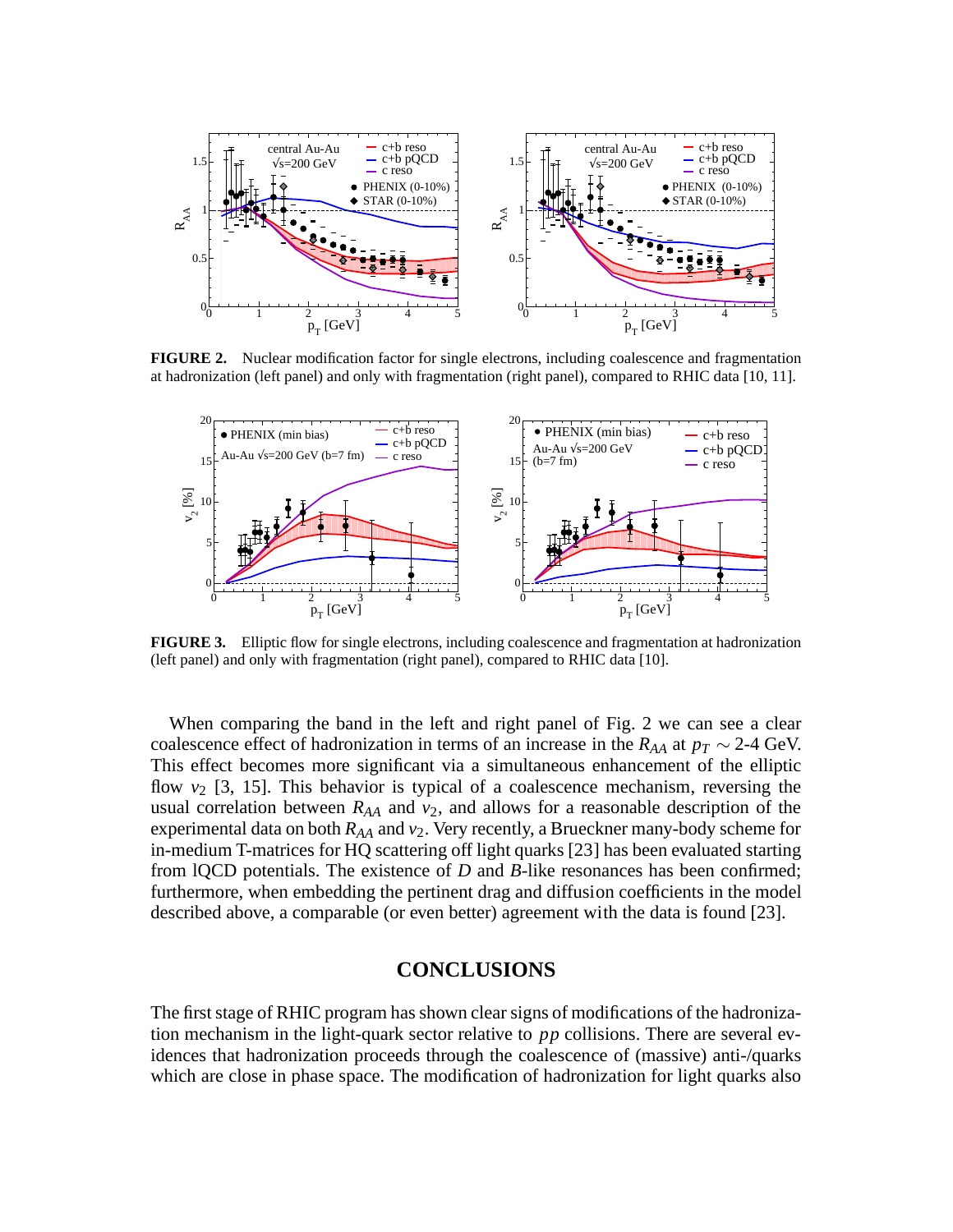**FIGURE 2.** Nuclear modification factor for single electrons, including coalescence and fragmentation at hadronization (left panel) and only with fragmentation (right panel), compared to RHIC data [10, 11].

**FIGURE 3.** Elliptic flow for single electrons, including coalescence and fragmentation at hadronization (left panel) and only with fragmentation (right panel), compared to RHIC data [10].

When comparing the band in the left and right panel of Fig. 2 we can see a clear coalescence effect of hadronization in terms of an increase in the $R_{AA}$ at $p_T \sim$ 2-4 GeV. This effect becomes more significant via a simultaneous enhancement of the elliptic flow $v_2$ [3, 15]. This behavior is typical of a coalescence mechanism, reversing the usual correlation between $R_{AA}$ and $v_2$, and allows for a reasonable description of the experimental data on both $R_{AA}$ and $v_2$. Very recently, a Brueckner many-body scheme for in-medium T-matrices for HQ scattering off light quarks [23] has been evaluated starting from lQCD potentials. The existence of $D$ and $B$-like resonances has been confirmed; furthermore, when embedding the pertinent drag and diffusion coefficients in the model described above, a comparable (or even better) agreement with the data is found [23].

## CONCLUSIONS

The first stage of RHIC program has shown clear signs of modifications of the hadronization mechanism in the light-quark sector relative to $pp$ collisions. There are several evidences that hadronization proceeds through the coalescence of (massive) anti-/quarks which are close in phase space. The modification of hadronization for light quarks also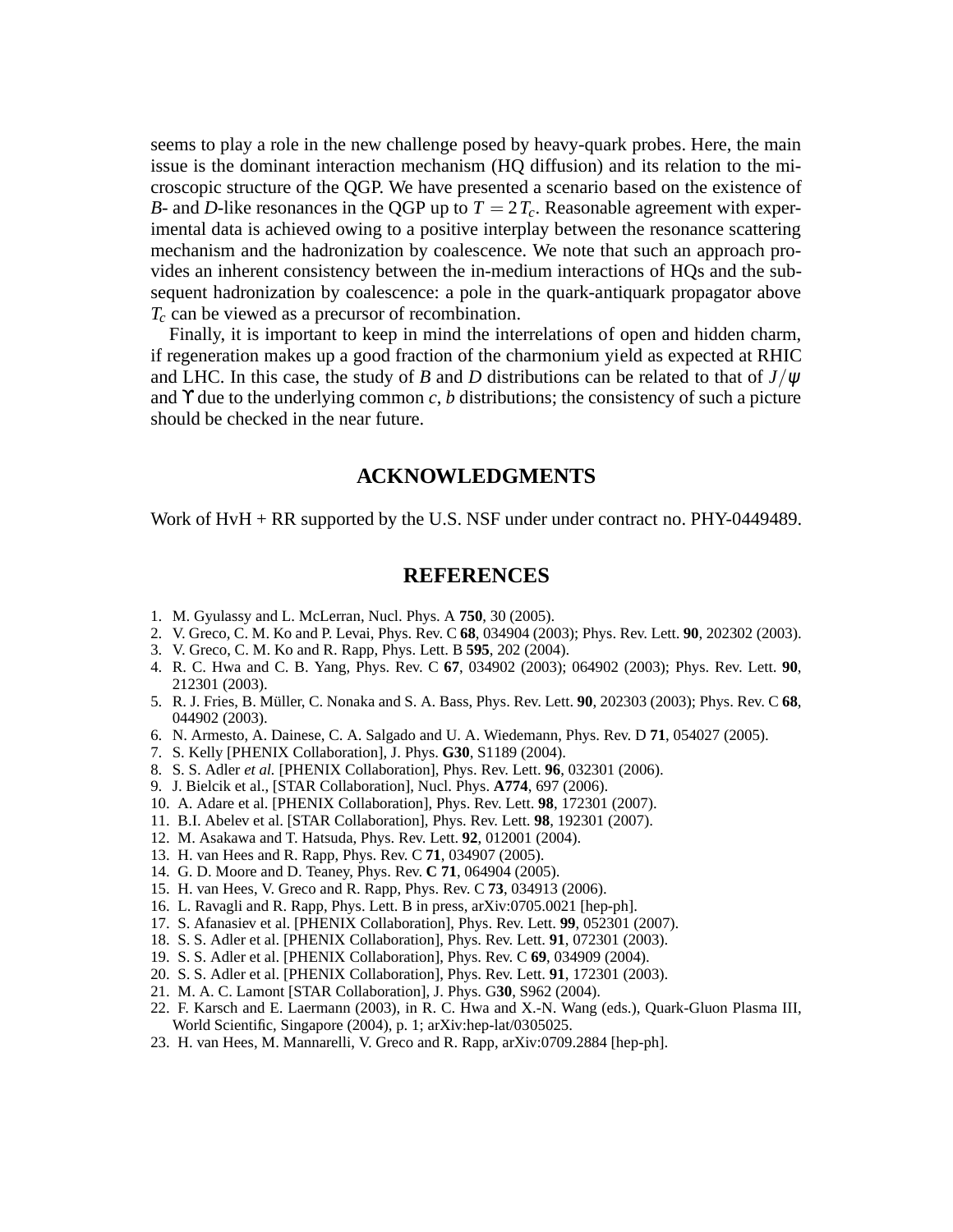seems to play a role in the new challenge posed by heavy-quark probes. Here, the main issue is the dominant interaction mechanism (HQ diffusion) and its relation to the microscopic structure of the QGP. We have presented a scenario based on the existence of *B*- and *D*-like resonances in the QGP up to $T = 2\,T_c$. Reasonable agreement with experimental data is achieved owing to a positive interplay between the resonance scattering mechanism and the hadronization by coalescence. We note that such an approach provides an inherent consistency between the in-medium interactions of HQs and the subsequent hadronization by coalescence: a pole in the quark-antiquark propagator above $T_c$ can be viewed as a precursor of recombination.

Finally, it is important to keep in mind the interrelations of open and hidden charm, if regeneration makes up a good fraction of the charmonium yield as expected at RHIC and LHC. In this case, the study of *B* and *D* distributions can be related to that of $J/\psi$ and $\Upsilon$ due to the underlying common *c*, *b* distributions; the consistency of such a picture should be checked in the near future.

## ACKNOWLEDGMENTS

Work of HvH + RR supported by the U.S. NSF under under contract no. PHY-0449489.

## REFERENCES

1. M. Gyulassy and L. McLerran, Nucl. Phys. A **750**, 30 (2005).
2. V. Greco, C. M. Ko and P. Levai, Phys. Rev. C **68**, 034904 (2003); Phys. Rev. Lett. **90**, 202302 (2003).
3. V. Greco, C. M. Ko and R. Rapp, Phys. Lett. B **595**, 202 (2004).
4. R. C. Hwa and C. B. Yang, Phys. Rev. C **67**, 034902 (2003); 064902 (2003); Phys. Rev. Lett. **90**, 212301 (2003).
5. R. J. Fries, B. Müller, C. Nonaka and S. A. Bass, Phys. Rev. Lett. **90**, 202303 (2003); Phys. Rev. C **68**, 044902 (2003).
6. N. Armesto, A. Dainese, C. A. Salgado and U. A. Wiedemann, Phys. Rev. D **71**, 054027 (2005).
7. S. Kelly [PHENIX Collaboration], J. Phys. **G30**, S1189 (2004).
8. S. S. Adler *et al.* [PHENIX Collaboration], Phys. Rev. Lett. **96**, 032301 (2006).
9. J. Bielcik et al., [STAR Collaboration], Nucl. Phys. **A774**, 697 (2006).
10. A. Adare et al. [PHENIX Collaboration], Phys. Rev. Lett. **98**, 172301 (2007).
11. B.I. Abelev et al. [STAR Collaboration], Phys. Rev. Lett. **98**, 192301 (2007).
12. M. Asakawa and T. Hatsuda, Phys. Rev. Lett. **92**, 012001 (2004).
13. H. van Hees and R. Rapp, Phys. Rev. C **71**, 034907 (2005).
14. G. D. Moore and D. Teaney, Phys. Rev. **C 71**, 064904 (2005).
15. H. van Hees, V. Greco and R. Rapp, Phys. Rev. C **73**, 034913 (2006).
16. L. Ravagli and R. Rapp, Phys. Lett. B in press, arXiv:0705.0021 [hep-ph].
17. S. Afanasiev et al. [PHENIX Collaboration], Phys. Rev. Lett. **99**, 052301 (2007).
18. S. S. Adler et al. [PHENIX Collaboration], Phys. Rev. Lett. **91**, 072301 (2003).
19. S. S. Adler et al. [PHENIX Collaboration], Phys. Rev. C **69**, 034909 (2004).
20. S. S. Adler et al. [PHENIX Collaboration], Phys. Rev. Lett. **91**, 172301 (2003).
21. M. A. C. Lamont [STAR Collaboration], J. Phys. G**30**, S962 (2004).
22. F. Karsch and E. Laermann (2003), in R. C. Hwa and X.-N. Wang (eds.), Quark-Gluon Plasma III, World Scientific, Singapore (2004), p. 1; arXiv:hep-lat/0305025.
23. H. van Hees, M. Mannarelli, V. Greco and R. Rapp, arXiv:0709.2884 [hep-ph].